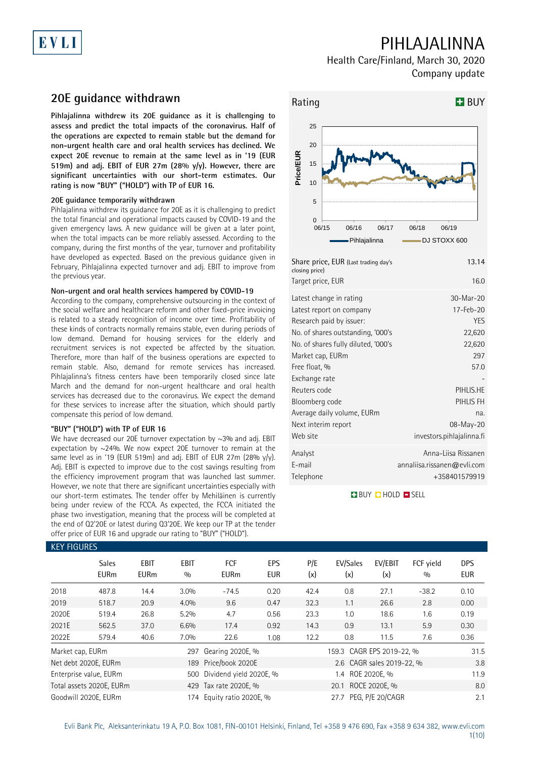# PIHLAJALINNA

Health Care/Finland, March 30, 2020

Company update

## 20E guidance withdrawn

**Pihlajalinna withdrew its 20E guidance as it is challenging to assess and predict the total impacts of the coronavirus. Half of the operations are expected to remain stable but the demand for non-urgent health care and oral health services has declined. We expect 20E revenue to remain at the same level as in '19 (EUR 519m) and adj. EBIT of EUR 27m (28% y/y). However, there are significant uncertainties with our short-term estimates. Our rating is now "BUY" ("HOLD") with TP of EUR 16.**

### 20E guidance temporarily withdrawn

Pihlajalinna withdrew its guidance for 20E as it is challenging to predict the total financial and operational impacts caused by COVID-19 and the given emergency laws. A new guidance will be given at a later point, when the total impacts can be more reliably assessed. According to the company, during the first months of the year, turnover and profitability have developed as expected. Based on the previous guidance given in February, Pihlajalinna expected turnover and adj. EBIT to improve from the previous year.

### Non-urgent and oral health services hampered by COVID-19

According to the company, comprehensive outsourcing in the context of the social welfare and healthcare reform and other fixed-price invoicing is related to a steady recognition of income over time. Profitability of these kinds of contracts normally remains stable, even during periods of low demand. Demand for housing services for the elderly and recruitment services is not expected be affected by the situation. Therefore, more than half of the business operations are expected to remain stable. Also, demand for remote services has increased. Pihlajalinna's fitness centers have been temporarily closed since late March and the demand for non-urgent healthcare and oral health services has decreased due to the coronavirus. We expect the demand for these services to increase after the situation, which should partly compensate this period of low demand.

### "BUY" ("HOLD") with TP of EUR 16

We have decreased our 20E turnover expectation by ~3% and adj. EBIT expectation by ~24%. We now expect 20E turnover to remain at the same level as in '19 (EUR 519m) and adj. EBIT of EUR 27m (28% y/y). Adj. EBIT is expected to improve due to the cost savings resulting from the efficiency improvement program that was launched last summer. However, we note that there are significant uncertainties especially with our short-term estimates. The tender offer by Mehiläinen is currently being under review of the FCCA. As expected, the FCCA initiated the phase two investigation, meaning that the process will be completed at the end of Q2'20E or latest during Q3'20E. We keep our TP at the tender offer price of EUR 16 and upgrade our rating to "BUY" ("HOLD").

**Rating: BUY**

| | |
|---|---|
| Share price, EUR (Last trading day's closing price) | 13.14 |
| Target price, EUR | 16.0 |
| Latest change in rating | 30-Mar-20 |
| Latest report on company | 17-Feb-20 |
| Research paid by issuer: | YES |
| No. of shares outstanding, '000's | 22,620 |
| No. of shares fully diluted, '000's | 22,620 |
| Market cap, EURm | 297 |
| Free float, % | 57.0 |
| Exchange rate | - |
| Reuters code | PIHLIS.HE |
| Bloomberg code | PIHLIS FH |
| Average daily volume, EURm | na. |
| Next interim report | 08-May-20 |
| Web site | investors.pihlajalinna.fi |
| Analyst | Anna-Liisa Rissanen |
| E-mail | annaliisa.rissanen@evli.com |
| Telephone | +358401579919 |

### KEY FIGURES

| | Sales EURm | EBIT EURm | EBIT % | FCF EURm | EPS EUR | P/E (x) | EV/Sales (x) | EV/EBIT (x) | FCF yield % | DPS EUR |
|---|---|---|---|---|---|---|---|---|---|---|
| 2018 | 487.8 | 14.4 | 3.0% | -74.5 | 0.20 | 42.4 | 0.8 | 27.1 | -38.2 | 0.10 |
| 2019 | 518.7 | 20.9 | 4.0% | 9.6 | 0.47 | 32.3 | 1.1 | 26.6 | 2.8 | 0.00 |
| 2020E | 519.4 | 26.8 | 5.2% | 4.7 | 0.56 | 23.3 | 1.0 | 18.6 | 1.6 | 0.19 |
| 2021E | 562.5 | 37.0 | 6.6% | 17.4 | 0.92 | 14.3 | 0.9 | 13.1 | 5.9 | 0.30 |
| 2022E | 579.4 | 40.6 | 7.0% | 22.6 | 1.08 | 12.2 | 0.8 | 11.5 | 7.6 | 0.36 |

| | | | | | |
|---|---|---|---|---|---|
| Market cap, EURm | 297 | Gearing 2020E, % | 159.3 | CAGR EPS 2019-22, % | 31.5 |
| Net debt 2020E, EURm | 189 | Price/book 2020E | 2.6 | CAGR sales 2019-22, % | 3.8 |
| Enterprise value, EURm | 500 | Dividend yield 2020E, % | 1.4 | ROE 2020E, % | 11.9 |
| Total assets 2020E, EURm | 429 | Tax rate 2020E, % | 20.1 | ROCE 2020E, % | 8.0 |
| Goodwill 2020E, EURm | 174 | Equity ratio 2020E, % | 27.7 | PEG, P/E 20/CAGR | 2.1 |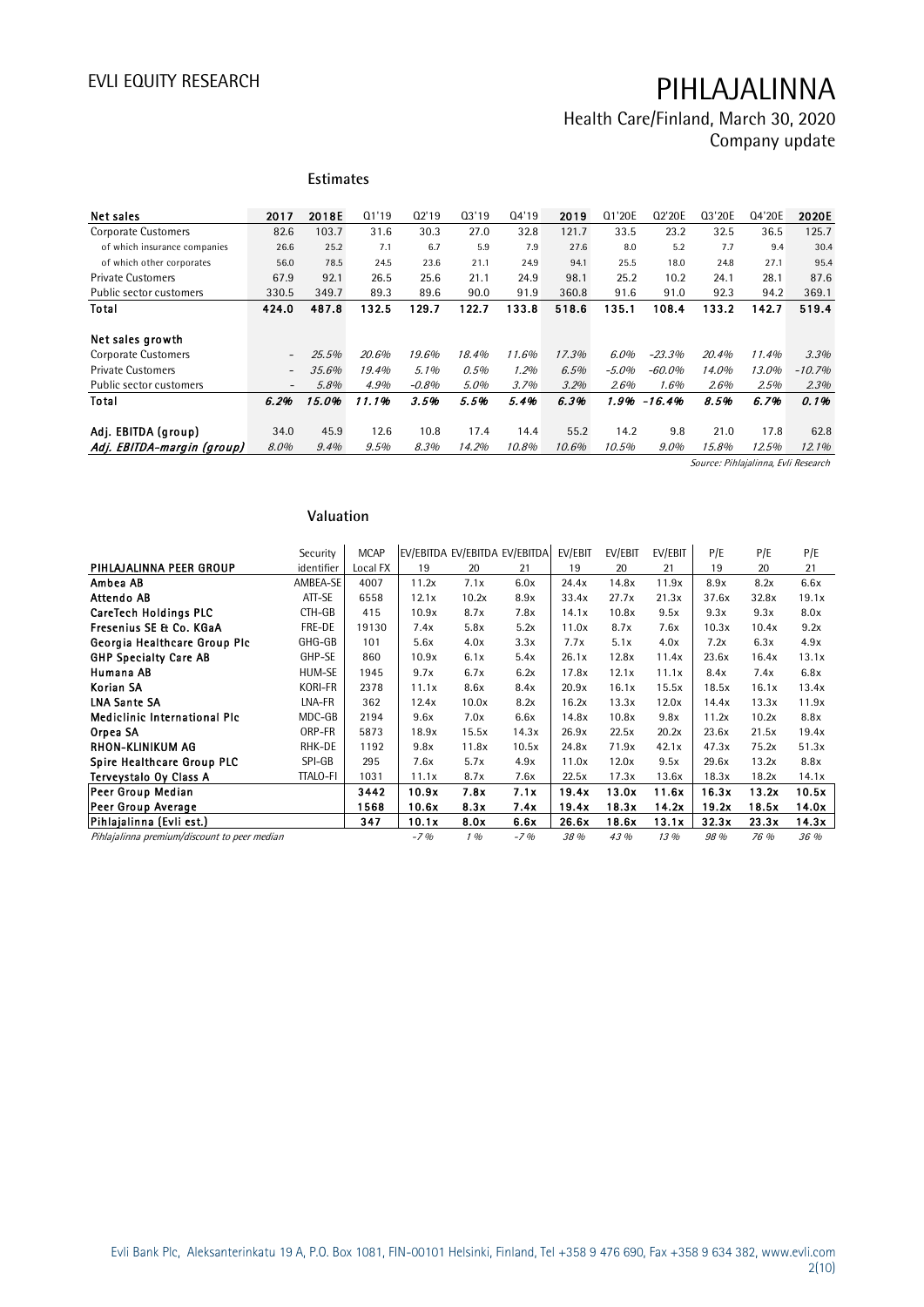### Estimates

| Net sales | 2017 | 2018E | Q1'19 | Q2'19 | Q3'19 | Q4'19 | 2019 | Q1'20E | Q2'20E | Q3'20E | Q4'20E | 2020E |
|---|---|---|---|---|---|---|---|---|---|---|---|---|
| Corporate Customers | 82.6 | 103.7 | 31.6 | 30.3 | 27.0 | 32.8 | 121.7 | 33.5 | 23.2 | 32.5 | 36.5 | 125.7 |
| of which insurance companies | 26.6 | 25.2 | 7.1 | 6.7 | 5.9 | 7.9 | 27.6 | 8.0 | 5.2 | 7.7 | 9.4 | 30.4 |
| of which other corporates | 56.0 | 78.5 | 24.5 | 23.6 | 21.1 | 24.9 | 94.1 | 25.5 | 18.0 | 24.8 | 27.1 | 95.4 |
| Private Customers | 67.9 | 92.1 | 26.5 | 25.6 | 21.1 | 24.9 | 98.1 | 25.2 | 10.2 | 24.1 | 28.1 | 87.6 |
| Public sector customers | 330.5 | 349.7 | 89.3 | 89.6 | 90.0 | 91.9 | 360.8 | 91.6 | 91.0 | 92.3 | 94.2 | 369.1 |
| **Total** | **424.0** | **487.8** | **132.5** | **129.7** | **122.7** | **133.8** | **518.6** | **135.1** | **108.4** | **133.2** | **142.7** | **519.4** |
| | | | | | | | | | | | | |
| **Net sales growth** | | | | | | | | | | | | |
| Corporate Customers | - | *25.5%* | *20.6%* | *19.6%* | *18.4%* | *11.6%* | *17.3%* | *6.0%* | *-23.3%* | *20.4%* | *11.4%* | *3.3%* |
| Private Customers | - | *35.6%* | *19.4%* | *5.1%* | *0.5%* | *1.2%* | *6.5%* | *-5.0%* | *-60.0%* | *14.0%* | *13.0%* | *-10.7%* |
| Public sector customers | - | *5.8%* | *4.9%* | *-0.8%* | *5.0%* | *3.7%* | *3.2%* | *2.6%* | *1.6%* | *2.6%* | *2.5%* | *2.3%* |
| **Total** | ***6.2%*** | ***15.0%*** | ***11.1%*** | ***3.5%*** | ***5.5%*** | ***5.4%*** | ***6.3%*** | ***1.9%*** | ***-16.4%*** | ***8.5%*** | ***6.7%*** | ***0.1%*** |
| | | | | | | | | | | | | |
| **Adj. EBITDA (group)** | 34.0 | 45.9 | 12.6 | 10.8 | 17.4 | 14.4 | 55.2 | 14.2 | 9.8 | 21.0 | 17.8 | 62.8 |
| ***Adj. EBITDA-margin (group)*** | *8.0%* | *9.4%* | *9.5%* | *8.3%* | *14.2%* | *10.8%* | *10.6%* | *10.5%* | *9.0%* | *15.8%* | *12.5%* | *12.1%* |

*Source: Pihlajalinna, Evli Research*

### Valuation

| PIHLAJALINNA PEER GROUP | Security identifier | MCAP Local FX | EV/EBITDA 19 | EV/EBITDA 20 | EV/EBITDA 21 | EV/EBIT 19 | EV/EBIT 20 | EV/EBIT 21 | P/E 19 | P/E 20 | P/E 21 |
|---|---|---|---|---|---|---|---|---|---|---|---|
| **Ambea AB** | AMBEA-SE | 4007 | 11.2x | 7.1x | 6.0x | 24.4x | 14.8x | 11.9x | 8.9x | 8.2x | 6.6x |
| **Attendo AB** | ATT-SE | 6558 | 12.1x | 10.2x | 8.9x | 33.4x | 27.7x | 21.3x | 37.6x | 32.8x | 19.1x |
| **CareTech Holdings PLC** | CTH-GB | 415 | 10.9x | 8.7x | 7.8x | 14.1x | 10.8x | 9.5x | 9.3x | 9.3x | 8.0x |
| **Fresenius SE & Co. KGaA** | FRE-DE | 19130 | 7.4x | 5.8x | 5.2x | 11.0x | 8.7x | 7.6x | 10.3x | 10.4x | 9.2x |
| **Georgia Healthcare Group Plc** | GHG-GB | 101 | 5.6x | 4.0x | 3.3x | 7.7x | 5.1x | 4.0x | 7.2x | 6.3x | 4.9x |
| **GHP Specialty Care AB** | GHP-SE | 860 | 10.9x | 6.1x | 5.4x | 26.1x | 12.8x | 11.4x | 23.6x | 16.4x | 13.1x |
| **Humana AB** | HUM-SE | 1945 | 9.7x | 6.7x | 6.2x | 17.8x | 12.1x | 11.1x | 8.4x | 7.4x | 6.8x |
| **Korian SA** | KORI-FR | 2378 | 11.1x | 8.6x | 8.4x | 20.9x | 16.1x | 15.5x | 18.5x | 16.1x | 13.4x |
| **LNA Sante SA** | LNA-FR | 362 | 12.4x | 10.0x | 8.2x | 16.2x | 13.3x | 12.0x | 14.4x | 13.3x | 11.9x |
| **Mediclinic International Plc** | MDC-GB | 2194 | 9.6x | 7.0x | 6.6x | 14.8x | 10.8x | 9.8x | 11.2x | 10.2x | 8.8x |
| **Orpea SA** | ORP-FR | 5873 | 18.9x | 15.5x | 14.3x | 26.9x | 22.5x | 20.2x | 23.6x | 21.5x | 19.4x |
| **RHON-KLINIKUM AG** | RHK-DE | 1192 | 9.8x | 11.8x | 10.5x | 24.8x | 71.9x | 42.1x | 47.3x | 75.2x | 51.3x |
| **Spire Healthcare Group PLC** | SPI-GB | 295 | 7.6x | 5.7x | 4.9x | 11.0x | 12.0x | 9.5x | 29.6x | 13.2x | 8.8x |
| **Terveystalo Oy Class A** | TTALO-FI | 1031 | 11.1x | 8.7x | 7.6x | 22.5x | 17.3x | 13.6x | 18.3x | 18.2x | 14.1x |
| **Peer Group Median** | | **3442** | **10.9x** | **7.8x** | **7.1x** | **19.4x** | **13.0x** | **11.6x** | **16.3x** | **13.2x** | **10.5x** |
| **Peer Group Average** | | **1568** | **10.6x** | **8.3x** | **7.4x** | **19.4x** | **18.3x** | **14.2x** | **19.2x** | **18.5x** | **14.0x** |
| **Pihlajalinna (Evli est.)** | | **347** | **10.1x** | **8.0x** | **6.6x** | **26.6x** | **18.6x** | **13.1x** | **32.3x** | **23.3x** | **14.3x** |
| *Pihlajalinna premium/discount to peer median* | | | *-7 %* | *1 %* | *-7 %* | *38 %* | *43 %* | *13 %* | *98 %* | *76 %* | *36 %* |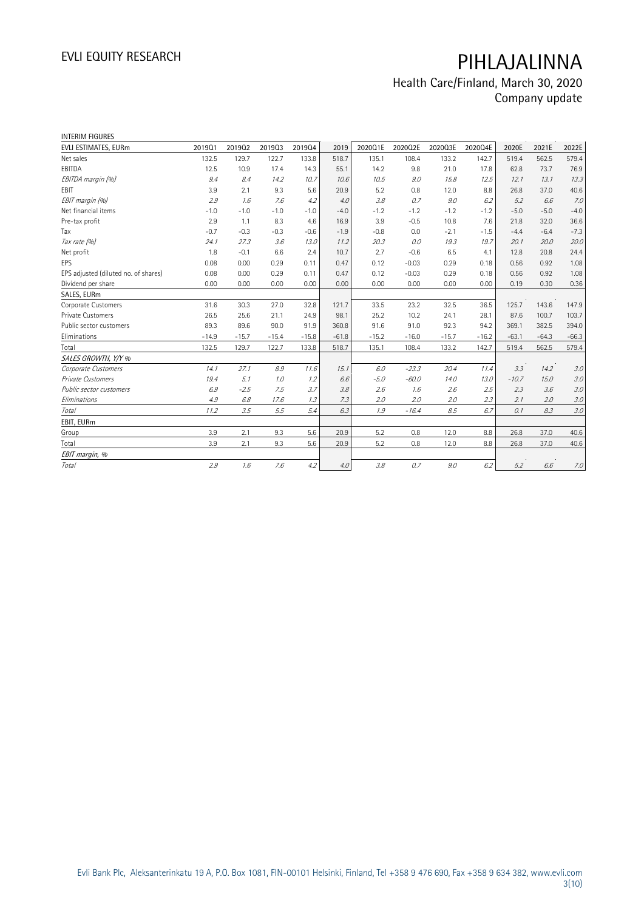# PIHLAJALINNA

## Health Care/Finland, March 30, 2020
## Company update

INTERIM FIGURES

| EVLI ESTIMATES, EURm | 2019Q1 | 2019Q2 | 2019Q3 | 2019Q4 | 2019 | 2020Q1E | 2020Q2E | 2020Q3E | 2020Q4E | 2020E | 2021E | 2022E |
|---|---|---|---|---|---|---|---|---|---|---|---|---|
| Net sales | 132.5 | 129.7 | 122.7 | 133.8 | 518.7 | 135.1 | 108.4 | 133.2 | 142.7 | 519.4 | 562.5 | 579.4 |
| EBITDA | 12.5 | 10.9 | 17.4 | 14.3 | 55.1 | 14.2 | 9.8 | 21.0 | 17.8 | 62.8 | 73.7 | 76.9 |
| *EBITDA margin (%)* | *9.4* | *8.4* | *14.2* | *10.7* | *10.6* | *10.5* | *9.0* | *15.8* | *12.5* | *12.1* | *13.1* | *13.3* |
| EBIT | 3.9 | 2.1 | 9.3 | 5.6 | 20.9 | 5.2 | 0.8 | 12.0 | 8.8 | 26.8 | 37.0 | 40.6 |
| *EBIT margin (%)* | *2.9* | *1.6* | *7.6* | *4.2* | *4.0* | *3.8* | *0.7* | *9.0* | *6.2* | *5.2* | *6.6* | *7.0* |
| Net financial items | -1.0 | -1.0 | -1.0 | -1.0 | -4.0 | -1.2 | -1.2 | -1.2 | -1.2 | -5.0 | -5.0 | -4.0 |
| Pre-tax profit | 2.9 | 1.1 | 8.3 | 4.6 | 16.9 | 3.9 | -0.5 | 10.8 | 7.6 | 21.8 | 32.0 | 36.6 |
| Tax | -0.7 | -0.3 | -0.3 | -0.6 | -1.9 | -0.8 | 0.0 | -2.1 | -1.5 | -4.4 | -6.4 | -7.3 |
| *Tax rate (%)* | *24.1* | *27.3* | *3.6* | *13.0* | *11.2* | *20.3* | *0.0* | *19.3* | *19.7* | *20.1* | *20.0* | *20.0* |
| Net profit | 1.8 | -0.1 | 6.6 | 2.4 | 10.7 | 2.7 | -0.6 | 6.5 | 4.1 | 12.8 | 20.8 | 24.4 |
| EPS | 0.08 | 0.00 | 0.29 | 0.11 | 0.47 | 0.12 | -0.03 | 0.29 | 0.18 | 0.56 | 0.92 | 1.08 |
| EPS adjusted (diluted no. of shares) | 0.08 | 0.00 | 0.29 | 0.11 | 0.47 | 0.12 | -0.03 | 0.29 | 0.18 | 0.56 | 0.92 | 1.08 |
| Dividend per share | 0.00 | 0.00 | 0.00 | 0.00 | 0.00 | 0.00 | 0.00 | 0.00 | 0.00 | 0.19 | 0.30 | 0.36 |
| SALES, EURm | | | | | | | | | | | | |
| Corporate Customers | 31.6 | 30.3 | 27.0 | 32.8 | 121.7 | 33.5 | 23.2 | 32.5 | 36.5 | 125.7 | 143.6 | 147.9 |
| Private Customers | 26.5 | 25.6 | 21.1 | 24.9 | 98.1 | 25.2 | 10.2 | 24.1 | 28.1 | 87.6 | 100.7 | 103.7 |
| Public sector customers | 89.3 | 89.6 | 90.0 | 91.9 | 360.8 | 91.6 | 91.0 | 92.3 | 94.2 | 369.1 | 382.5 | 394.0 |
| Eliminations | -14.9 | -15.7 | -15.4 | -15.8 | -61.8 | -15.2 | -16.0 | -15.7 | -16.2 | -63.1 | -64.3 | -66.3 |
| Total | 132.5 | 129.7 | 122.7 | 133.8 | 518.7 | 135.1 | 108.4 | 133.2 | 142.7 | 519.4 | 562.5 | 579.4 |
| *SALES GROWTH, Y/Y %* | | | | | | | | | | | | |
| *Corporate Customers* | *14.1* | *27.1* | *8.9* | *11.6* | *15.1* | *6.0* | *-23.3* | *20.4* | *11.4* | *3.3* | *14.2* | *3.0* |
| *Private Customers* | *19.4* | *5.1* | *1.0* | *1.2* | *6.6* | *-5.0* | *-60.0* | *14.0* | *13.0* | *-10.7* | *15.0* | *3.0* |
| *Public sector customers* | *6.9* | *-2.5* | *7.5* | *3.7* | *3.8* | *2.6* | *1.6* | *2.6* | *2.5* | *2.3* | *3.6* | *3.0* |
| *Eliminations* | *4.9* | *6.8* | *17.6* | *1.3* | *7.3* | *2.0* | *2.0* | *2.0* | *2.3* | *2.1* | *2.0* | *3.0* |
| *Total* | *11.2* | *3.5* | *5.5* | *5.4* | *6.3* | *1.9* | *-16.4* | *8.5* | *6.7* | *0.1* | *8.3* | *3.0* |
| EBIT, EURm | | | | | | | | | | | | |
| Group | 3.9 | 2.1 | 9.3 | 5.6 | 20.9 | 5.2 | 0.8 | 12.0 | 8.8 | 26.8 | 37.0 | 40.6 |
| Total | 3.9 | 2.1 | 9.3 | 5.6 | 20.9 | 5.2 | 0.8 | 12.0 | 8.8 | 26.8 | 37.0 | 40.6 |
| *EBIT margin, %* | | | | | | | | | | | | |
| *Total* | *2.9* | *1.6* | *7.6* | *4.2* | *4.0* | *3.8* | *0.7* | *9.0* | *6.2* | *5.2* | *6.6* | *7.0* |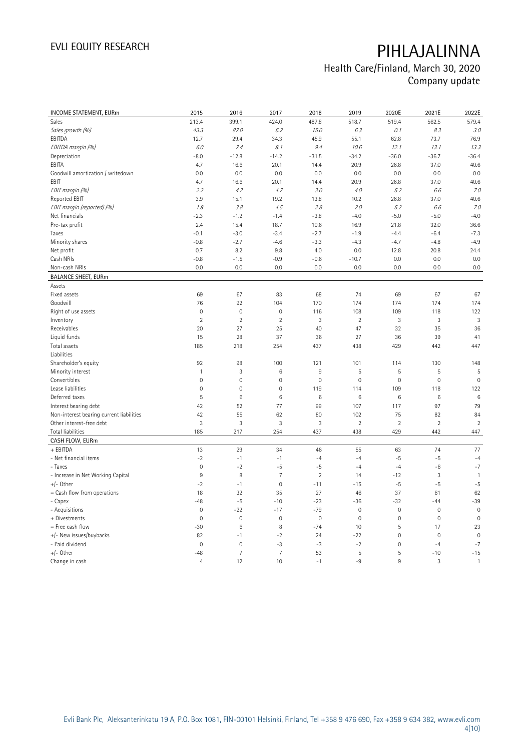# PIHLAJALINNA

## Health Care/Finland, March 30, 2020
## Company update

| INCOME STATEMENT, EURm | 2015 | 2016 | 2017 | 2018 | 2019 | 2020E | 2021E | 2022E |
|---|---|---|---|---|---|---|---|---|
| Sales | 213.4 | 399.1 | 424.0 | 487.8 | 518.7 | 519.4 | 562.5 | 579.4 |
| *Sales growth (%)* | *43.3* | *87.0* | *6.2* | *15.0* | *6.3* | *0.1* | *8.3* | *3.0* |
| EBITDA | 12.7 | 29.4 | 34.3 | 45.9 | 55.1 | 62.8 | 73.7 | 76.9 |
| *EBITDA margin (%)* | *6.0* | *7.4* | *8.1* | *9.4* | *10.6* | *12.1* | *13.1* | *13.3* |
| Depreciation | -8.0 | -12.8 | -14.2 | -31.5 | -34.2 | -36.0 | -36.7 | -36.4 |
| EBITA | 4.7 | 16.6 | 20.1 | 14.4 | 20.9 | 26.8 | 37.0 | 40.6 |
| Goodwill amortization / writedown | 0.0 | 0.0 | 0.0 | 0.0 | 0.0 | 0.0 | 0.0 | 0.0 |
| EBIT | 4.7 | 16.6 | 20.1 | 14.4 | 20.9 | 26.8 | 37.0 | 40.6 |
| *EBIT margin (%)* | *2.2* | *4.2* | *4.7* | *3.0* | *4.0* | *5.2* | *6.6* | *7.0* |
| Reported EBIT | 3.9 | 15.1 | 19.2 | 13.8 | 10.2 | 26.8 | 37.0 | 40.6 |
| *EBIT margin (reported) (%)* | *1.8* | *3.8* | *4.5* | *2.8* | *2.0* | *5.2* | *6.6* | *7.0* |
| Net financials | -2.3 | -1.2 | -1.4 | -3.8 | -4.0 | -5.0 | -5.0 | -4.0 |
| Pre-tax profit | 2.4 | 15.4 | 18.7 | 10.6 | 16.9 | 21.8 | 32.0 | 36.6 |
| Taxes | -0.1 | -3.0 | -3.4 | -2.7 | -1.9 | -4.4 | -6.4 | -7.3 |
| Minority shares | -0.8 | -2.7 | -4.6 | -3.3 | -4.3 | -4.7 | -4.8 | -4.9 |
| Net profit | 0.7 | 8.2 | 9.8 | 4.0 | 0.0 | 12.8 | 20.8 | 24.4 |
| Cash NRIs | -0.8 | -1.5 | -0.9 | -0.6 | -10.7 | 0.0 | 0.0 | 0.0 |
| Non-cash NRIs | 0.0 | 0.0 | 0.0 | 0.0 | 0.0 | 0.0 | 0.0 | 0.0 |
| **BALANCE SHEET, EURm** | | | | | | | | |
| Assets | | | | | | | | |
| Fixed assets | 69 | 67 | 83 | 68 | 74 | 69 | 67 | 67 |
| Goodwill | 76 | 92 | 104 | 170 | 174 | 174 | 174 | 174 |
| Right of use assets | 0 | 0 | 0 | 116 | 108 | 109 | 118 | 122 |
| Inventory | 2 | 2 | 2 | 3 | 2 | 3 | 3 | 3 |
| Receivables | 20 | 27 | 25 | 40 | 47 | 32 | 35 | 36 |
| Liquid funds | 15 | 28 | 37 | 36 | 27 | 36 | 39 | 41 |
| Total assets | 185 | 218 | 254 | 437 | 438 | 429 | 442 | 447 |
| Liabilities | | | | | | | | |
| Shareholder's equity | 92 | 98 | 100 | 121 | 101 | 114 | 130 | 148 |
| Minority interest | 1 | 3 | 6 | 9 | 5 | 5 | 5 | 5 |
| Convertibles | 0 | 0 | 0 | 0 | 0 | 0 | 0 | 0 |
| Lease liabilities | 0 | 0 | 0 | 119 | 114 | 109 | 118 | 122 |
| Deferred taxes | 5 | 6 | 6 | 6 | 6 | 6 | 6 | 6 |
| Interest bearing debt | 42 | 52 | 77 | 99 | 107 | 117 | 97 | 79 |
| Non-interest bearing current liabilities | 42 | 55 | 62 | 80 | 102 | 75 | 82 | 84 |
| Other interest-free debt | 3 | 3 | 3 | 3 | 2 | 2 | 2 | 2 |
| Total liabilities | 185 | 217 | 254 | 437 | 438 | 429 | 442 | 447 |
| **CASH FLOW, EURm** | | | | | | | | |
| + EBITDA | 13 | 29 | 34 | 46 | 55 | 63 | 74 | 77 |
| - Net financial items | -2 | -1 | -1 | -4 | -4 | -5 | -5 | -4 |
| - Taxes | 0 | -2 | -5 | -5 | -4 | -4 | -6 | -7 |
| - Increase in Net Working Capital | 9 | 8 | 7 | 2 | 14 | -12 | 3 | 1 |
| +/- Other | -2 | -1 | 0 | -11 | -15 | -5 | -5 | -5 |
| = Cash flow from operations | 18 | 32 | 35 | 27 | 46 | 37 | 61 | 62 |
| - Capex | -48 | -5 | -10 | -23 | -36 | -32 | -44 | -39 |
| - Acquisitions | 0 | -22 | -17 | -79 | 0 | 0 | 0 | 0 |
| + Divestments | 0 | 0 | 0 | 0 | 0 | 0 | 0 | 0 |
| = Free cash flow | -30 | 6 | 8 | -74 | 10 | 5 | 17 | 23 |
| +/- New issues/buybacks | 82 | -1 | -2 | 24 | -22 | 0 | 0 | 0 |
| - Paid dividend | 0 | 0 | -3 | -3 | -2 | 0 | -4 | -7 |
| +/- Other | -48 | 7 | 7 | 53 | 5 | 5 | -10 | -15 |
| Change in cash | 4 | 12 | 10 | -1 | -9 | 9 | 3 | 1 |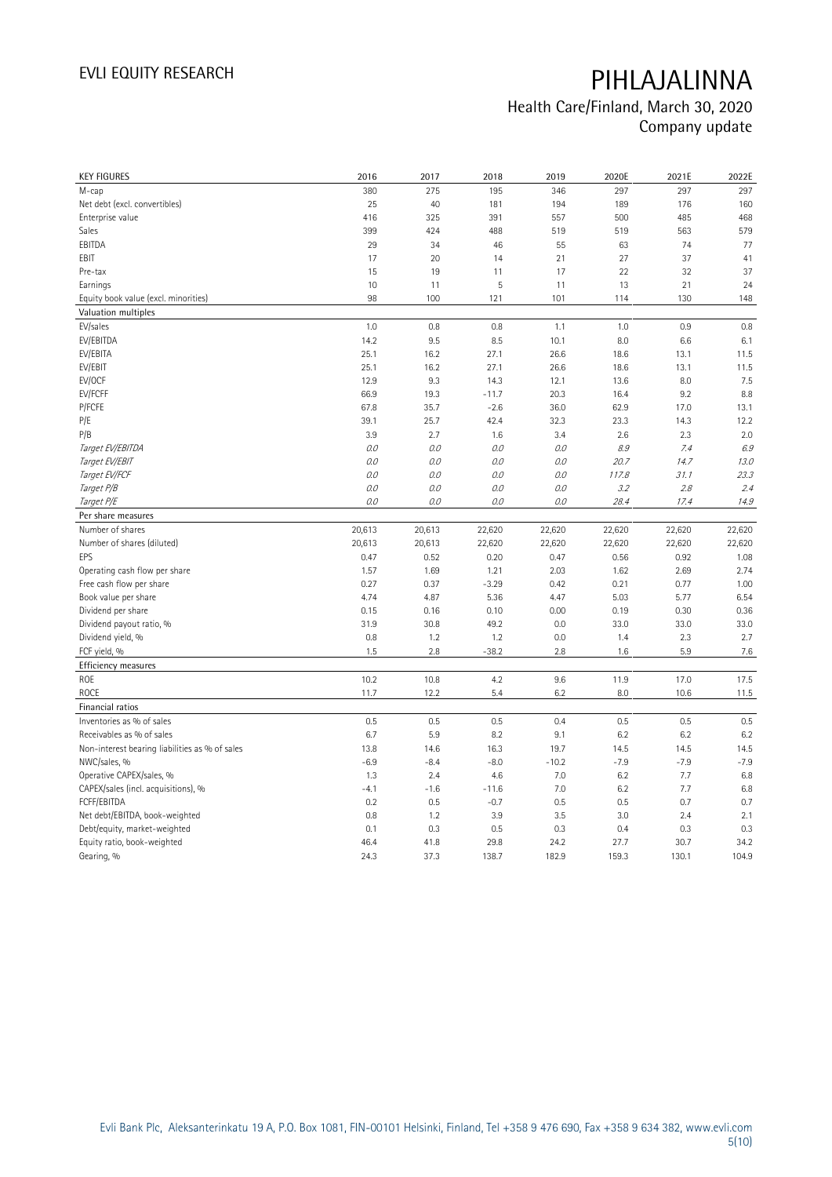# PIHLAJALINNA

## Health Care/Finland, March 30, 2020
## Company update

| KEY FIGURES | 2016 | 2017 | 2018 | 2019 | 2020E | 2021E | 2022E |
|---|---|---|---|---|---|---|---|
| M-cap | 380 | 275 | 195 | 346 | 297 | 297 | 297 |
| Net debt (excl. convertibles) | 25 | 40 | 181 | 194 | 189 | 176 | 160 |
| Enterprise value | 416 | 325 | 391 | 557 | 500 | 485 | 468 |
| Sales | 399 | 424 | 488 | 519 | 519 | 563 | 579 |
| EBITDA | 29 | 34 | 46 | 55 | 63 | 74 | 77 |
| EBIT | 17 | 20 | 14 | 21 | 27 | 37 | 41 |
| Pre-tax | 15 | 19 | 11 | 17 | 22 | 32 | 37 |
| Earnings | 10 | 11 | 5 | 11 | 13 | 21 | 24 |
| Equity book value (excl. minorities) | 98 | 100 | 121 | 101 | 114 | 130 | 148 |
| **Valuation multiples** | | | | | | | |
| EV/sales | 1.0 | 0.8 | 0.8 | 1.1 | 1.0 | 0.9 | 0.8 |
| EV/EBITDA | 14.2 | 9.5 | 8.5 | 10.1 | 8.0 | 6.6 | 6.1 |
| EV/EBITA | 25.1 | 16.2 | 27.1 | 26.6 | 18.6 | 13.1 | 11.5 |
| EV/EBIT | 25.1 | 16.2 | 27.1 | 26.6 | 18.6 | 13.1 | 11.5 |
| EV/OCF | 12.9 | 9.3 | 14.3 | 12.1 | 13.6 | 8.0 | 7.5 |
| EV/FCFF | 66.9 | 19.3 | -11.7 | 20.3 | 16.4 | 9.2 | 8.8 |
| P/FCFE | 67.8 | 35.7 | -2.6 | 36.0 | 62.9 | 17.0 | 13.1 |
| P/E | 39.1 | 25.7 | 42.4 | 32.3 | 23.3 | 14.3 | 12.2 |
| P/B | 3.9 | 2.7 | 1.6 | 3.4 | 2.6 | 2.3 | 2.0 |
| *Target EV/EBITDA* | *0.0* | *0.0* | *0.0* | *0.0* | *8.9* | *7.4* | *6.9* |
| *Target EV/EBIT* | *0.0* | *0.0* | *0.0* | *0.0* | *20.7* | *14.7* | *13.0* |
| *Target EV/FCF* | *0.0* | *0.0* | *0.0* | *0.0* | *117.8* | *31.1* | *23.3* |
| *Target P/B* | *0.0* | *0.0* | *0.0* | *0.0* | *3.2* | *2.8* | *2.4* |
| *Target P/E* | *0.0* | *0.0* | *0.0* | *0.0* | *28.4* | *17.4* | *14.9* |
| **Per share measures** | | | | | | | |
| Number of shares | 20,613 | 20,613 | 22,620 | 22,620 | 22,620 | 22,620 | 22,620 |
| Number of shares (diluted) | 20,613 | 20,613 | 22,620 | 22,620 | 22,620 | 22,620 | 22,620 |
| EPS | 0.47 | 0.52 | 0.20 | 0.47 | 0.56 | 0.92 | 1.08 |
| Operating cash flow per share | 1.57 | 1.69 | 1.21 | 2.03 | 1.62 | 2.69 | 2.74 |
| Free cash flow per share | 0.27 | 0.37 | -3.29 | 0.42 | 0.21 | 0.77 | 1.00 |
| Book value per share | 4.74 | 4.87 | 5.36 | 4.47 | 5.03 | 5.77 | 6.54 |
| Dividend per share | 0.15 | 0.16 | 0.10 | 0.00 | 0.19 | 0.30 | 0.36 |
| Dividend payout ratio, % | 31.9 | 30.8 | 49.2 | 0.0 | 33.0 | 33.0 | 33.0 |
| Dividend yield, % | 0.8 | 1.2 | 1.2 | 0.0 | 1.4 | 2.3 | 2.7 |
| FCF yield, % | 1.5 | 2.8 | -38.2 | 2.8 | 1.6 | 5.9 | 7.6 |
| **Efficiency measures** | | | | | | | |
| ROE | 10.2 | 10.8 | 4.2 | 9.6 | 11.9 | 17.0 | 17.5 |
| ROCE | 11.7 | 12.2 | 5.4 | 6.2 | 8.0 | 10.6 | 11.5 |
| **Financial ratios** | | | | | | | |
| Inventories as % of sales | 0.5 | 0.5 | 0.5 | 0.4 | 0.5 | 0.5 | 0.5 |
| Receivables as % of sales | 6.7 | 5.9 | 8.2 | 9.1 | 6.2 | 6.2 | 6.2 |
| Non-interest bearing liabilities as % of sales | 13.8 | 14.6 | 16.3 | 19.7 | 14.5 | 14.5 | 14.5 |
| NWC/sales, % | -6.9 | -8.4 | -8.0 | -10.2 | -7.9 | -7.9 | -7.9 |
| Operative CAPEX/sales, % | 1.3 | 2.4 | 4.6 | 7.0 | 6.2 | 7.7 | 6.8 |
| CAPEX/sales (incl. acquisitions), % | -4.1 | -1.6 | -11.6 | 7.0 | 6.2 | 7.7 | 6.8 |
| FCFF/EBITDA | 0.2 | 0.5 | -0.7 | 0.5 | 0.5 | 0.7 | 0.7 |
| Net debt/EBITDA, book-weighted | 0.8 | 1.2 | 3.9 | 3.5 | 3.0 | 2.4 | 2.1 |
| Debt/equity, market-weighted | 0.1 | 0.3 | 0.5 | 0.3 | 0.4 | 0.3 | 0.3 |
| Equity ratio, book-weighted | 46.4 | 41.8 | 29.8 | 24.2 | 27.7 | 30.7 | 34.2 |
| Gearing, % | 24.3 | 37.3 | 138.7 | 182.9 | 159.3 | 130.1 | 104.9 |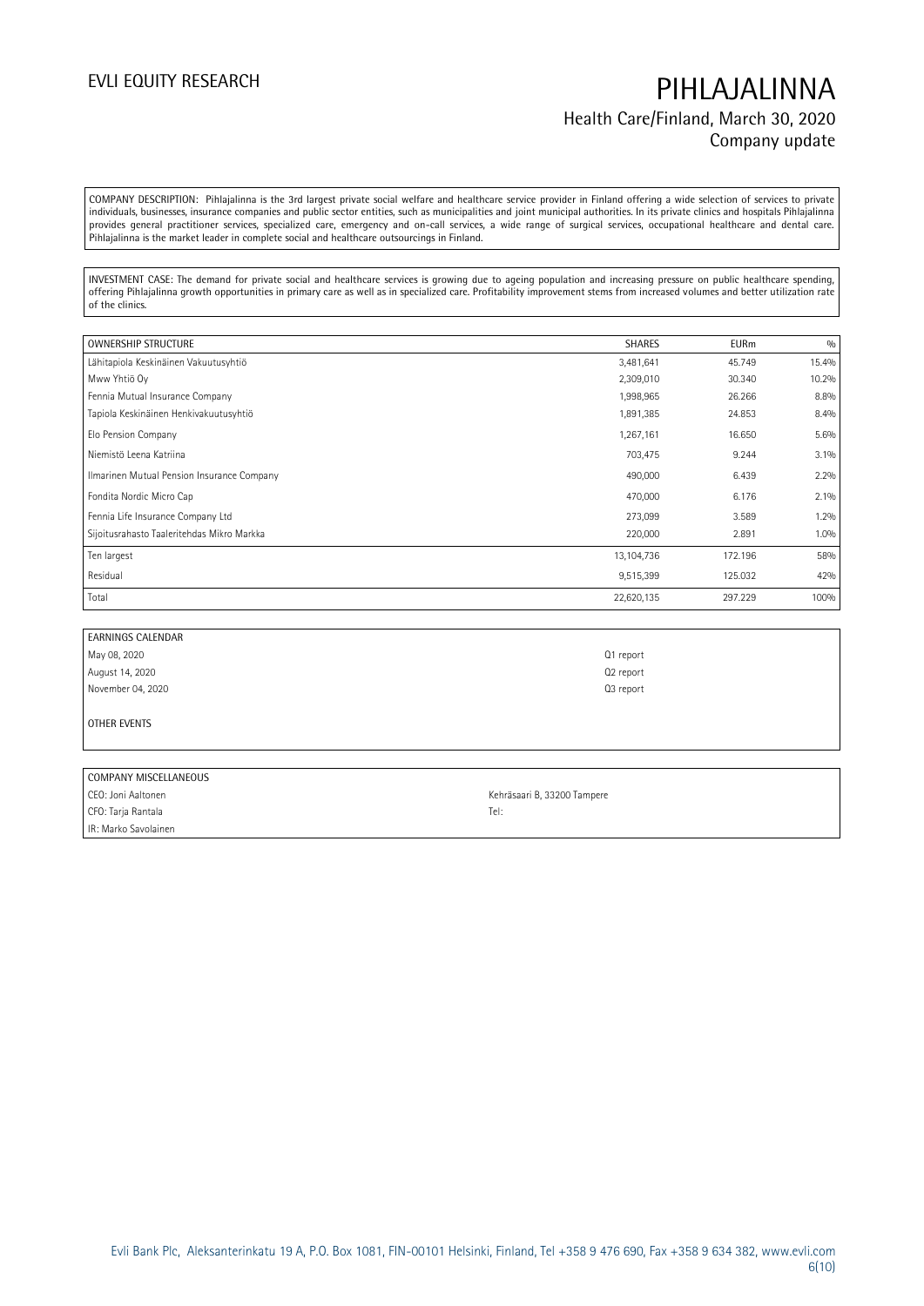COMPANY DESCRIPTION: Pihlajalinna is the 3rd largest private social welfare and healthcare service provider in Finland offering a wide selection of services to private individuals, businesses, insurance companies and public sector entities, such as municipalities and joint municipal authorities. In its private clinics and hospitals Pihlajalinna provides general practitioner services, specialized care, emergency and on-call services, a wide range of surgical services, occupational healthcare and dental care. Pihlajalinna is the market leader in complete social and healthcare outsourcings in Finland.

INVESTMENT CASE: The demand for private social and healthcare services is growing due to ageing population and increasing pressure on public healthcare spending, offering Pihlajalinna growth opportunities in primary care as well as in specialized care. Profitability improvement stems from increased volumes and better utilization rate of the clinics.

| OWNERSHIP STRUCTURE | SHARES | EURm | % |
|---|---|---|---|
| Lähitapiola Keskinäinen Vakuutusyhtiö | 3,481,641 | 45.749 | 15.4% |
| Mww Yhtiö Oy | 2,309,010 | 30.340 | 10.2% |
| Fennia Mutual Insurance Company | 1,998,965 | 26.266 | 8.8% |
| Tapiola Keskinäinen Henkivakuutusyhtiö | 1,891,385 | 24.853 | 8.4% |
| Elo Pension Company | 1,267,161 | 16.650 | 5.6% |
| Niemistö Leena Katriina | 703,475 | 9.244 | 3.1% |
| Ilmarinen Mutual Pension Insurance Company | 490,000 | 6.439 | 2.2% |
| Fondita Nordic Micro Cap | 470,000 | 6.176 | 2.1% |
| Fennia Life Insurance Company Ltd | 273,099 | 3.589 | 1.2% |
| Sijoitusrahasto Taaleritehdas Mikro Markka | 220,000 | 2.891 | 1.0% |
| Ten largest | 13,104,736 | 172.196 | 58% |
| Residual | 9,515,399 | 125.032 | 42% |
| Total | 22,620,135 | 297.229 | 100% |

| EARNINGS CALENDAR | |
|---|---|
| May 08, 2020 | Q1 report |
| August 14, 2020 | Q2 report |
| November 04, 2020 | Q3 report |

OTHER EVENTS

| COMPANY MISCELLANEOUS | |
|---|---|
| CEO: Joni Aaltonen | Kehräsaari B, 33200 Tampere |
| CFO: Tarja Rantala | Tel: |
| IR: Marko Savolainen | |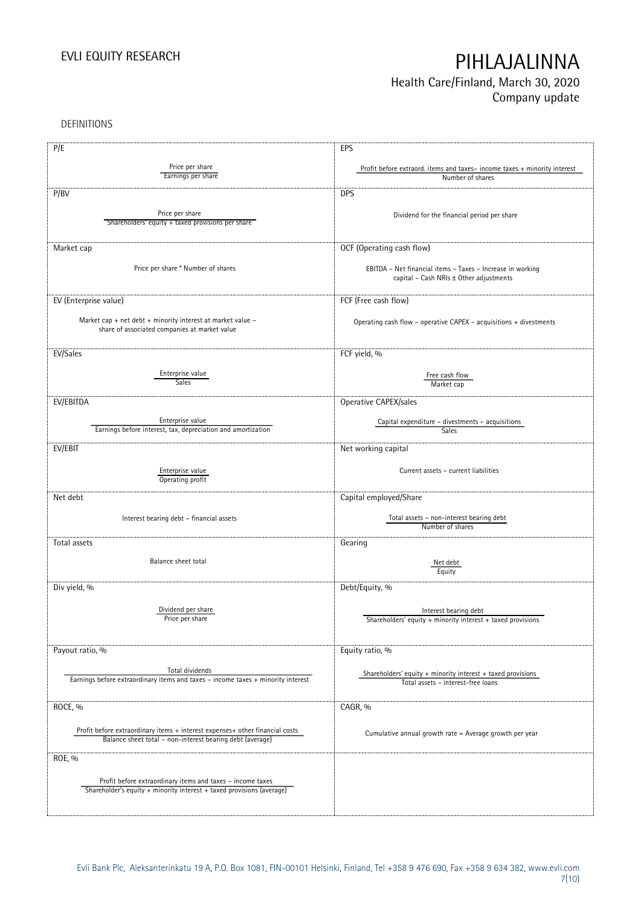DEFINITIONS

| P/E | EPS |
| --- | --- |
| Price per share / Earnings per share | Profit before extraord. items and taxes– income taxes + minority interest / Number of shares |
| **P/BV** | **DPS** |
| Price per share / Shareholders' equity + taxed provisions per share | Dividend for the financial period per share |
| **Market cap** | **OCF (Operating cash flow)** |
| Price per share * Number of shares | EBITDA – Net financial items – Taxes – Increase in working capital – Cash NRIs ± Other adjustments |
| **EV (Enterprise value)** | **FCF (Free cash flow)** |
| Market cap + net debt + minority interest at market value – share of associated companies at market value | Operating cash flow – operative CAPEX – acquisitions + divestments |
| **EV/Sales** | **FCF yield, %** |
| Enterprise value / Sales | Free cash flow / Market cap |
| **EV/EBITDA** | **Operative CAPEX/sales** |
| Enterprise value / Earnings before interest, tax, depreciation and amortization | Capital expenditure – divestments – acquisitions / Sales |
| **EV/EBIT** | **Net working capital** |
| Enterprise value / Operating profit | Current assets – current liabilities |
| **Net debt** | **Capital employed/Share** |
| Interest bearing debt – financial assets | Total assets – non-interest bearing debt / Number of shares |
| **Total assets** | **Gearing** |
| Balance sheet total | Net debt / Equity |
| **Div yield, %** | **Debt/Equity, %** |
| Dividend per share / Price per share | Interest bearing debt / Shareholders' equity + minority interest + taxed provisions |
| **Payout ratio, %** | **Equity ratio, %** |
| Total dividends / Earnings before extraordinary items and taxes – income taxes + minority interest | Shareholders' equity + minority interest + taxed provisions / Total assets – interest-free loans |
| **ROCE, %** | **CAGR, %** |
| Profit before extraordinary items + interest expenses+ other financial costs / Balance sheet total – non-interest bearing debt (average) | Cumulative annual growth rate = Average growth per year |
| **ROE, %** | |
| Profit before extraordinary items and taxes – income taxes / Shareholder's equity + minority interest + taxed provisions (average) | |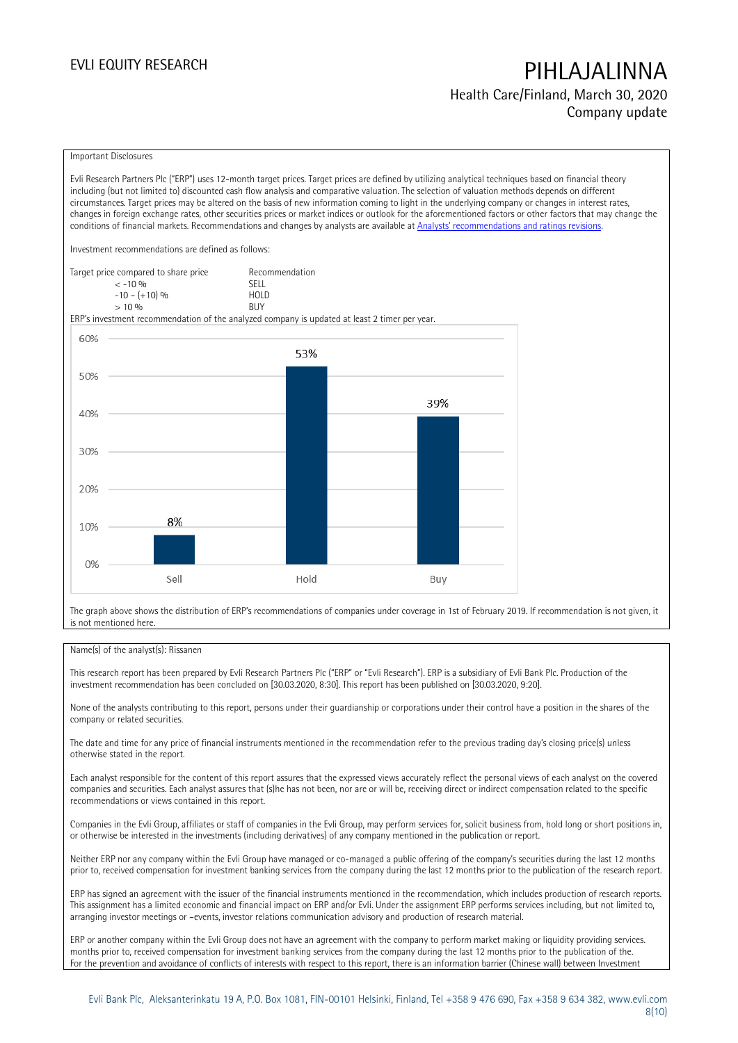Important Disclosures

Evli Research Partners Plc ("ERP") uses 12-month target prices. Target prices are defined by utilizing analytical techniques based on financial theory including (but not limited to) discounted cash flow analysis and comparative valuation. The selection of valuation methods depends on different circumstances. Target prices may be altered on the basis of new information coming to light in the underlying company or changes in interest rates, changes in foreign exchange rates, other securities prices or market indices or outlook for the aforementioned factors or other factors that may change the conditions of financial markets. Recommendations and changes by analysts are available at [Analysts' recommendations and ratings revisions](#).

Investment recommendations are defined as follows:

| Target price compared to share price | Recommendation |
| --- | --- |
| < -10 % | SELL |
| -10 – (+10) % | HOLD |
| > 10 % | BUY |

ERP's investment recommendation of the analyzed company is updated at least 2 timer per year.

| Recommendation | Share |
| --- | --- |
| Sell | 8% |
| Hold | 53% |
| Buy | 39% |

The graph above shows the distribution of ERP's recommendations of companies under coverage in 1st of February 2019. If recommendation is not given, it is not mentioned here.

Name(s) of the analyst(s): Rissanen

This research report has been prepared by Evli Research Partners Plc ("ERP" or "Evli Research"). ERP is a subsidiary of Evli Bank Plc. Production of the investment recommendation has been concluded on [30.03.2020, 8:30]. This report has been published on [30.03.2020, 9:20].

None of the analysts contributing to this report, persons under their guardianship or corporations under their control have a position in the shares of the company or related securities.

The date and time for any price of financial instruments mentioned in the recommendation refer to the previous trading day's closing price(s) unless otherwise stated in the report.

Each analyst responsible for the content of this report assures that the expressed views accurately reflect the personal views of each analyst on the covered companies and securities. Each analyst assures that (s)he has not been, nor are or will be, receiving direct or indirect compensation related to the specific recommendations or views contained in this report.

Companies in the Evli Group, affiliates or staff of companies in the Evli Group, may perform services for, solicit business from, hold long or short positions in, or otherwise be interested in the investments (including derivatives) of any company mentioned in the publication or report.

Neither ERP nor any company within the Evli Group have managed or co-managed a public offering of the company's securities during the last 12 months prior to, received compensation for investment banking services from the company during the last 12 months prior to the publication of the research report.

ERP has signed an agreement with the issuer of the financial instruments mentioned in the recommendation, which includes production of research reports. This assignment has a limited economic and financial impact on ERP and/or Evli. Under the assignment ERP performs services including, but not limited to, arranging investor meetings or –events, investor relations communication advisory and production of research material.

ERP or another company within the Evli Group does not have an agreement with the company to perform market making or liquidity providing services. months prior to, received compensation for investment banking services from the company during the last 12 months prior to the publication of the. For the prevention and avoidance of conflicts of interests with respect to this report, there is an information barrier (Chinese wall) between Investment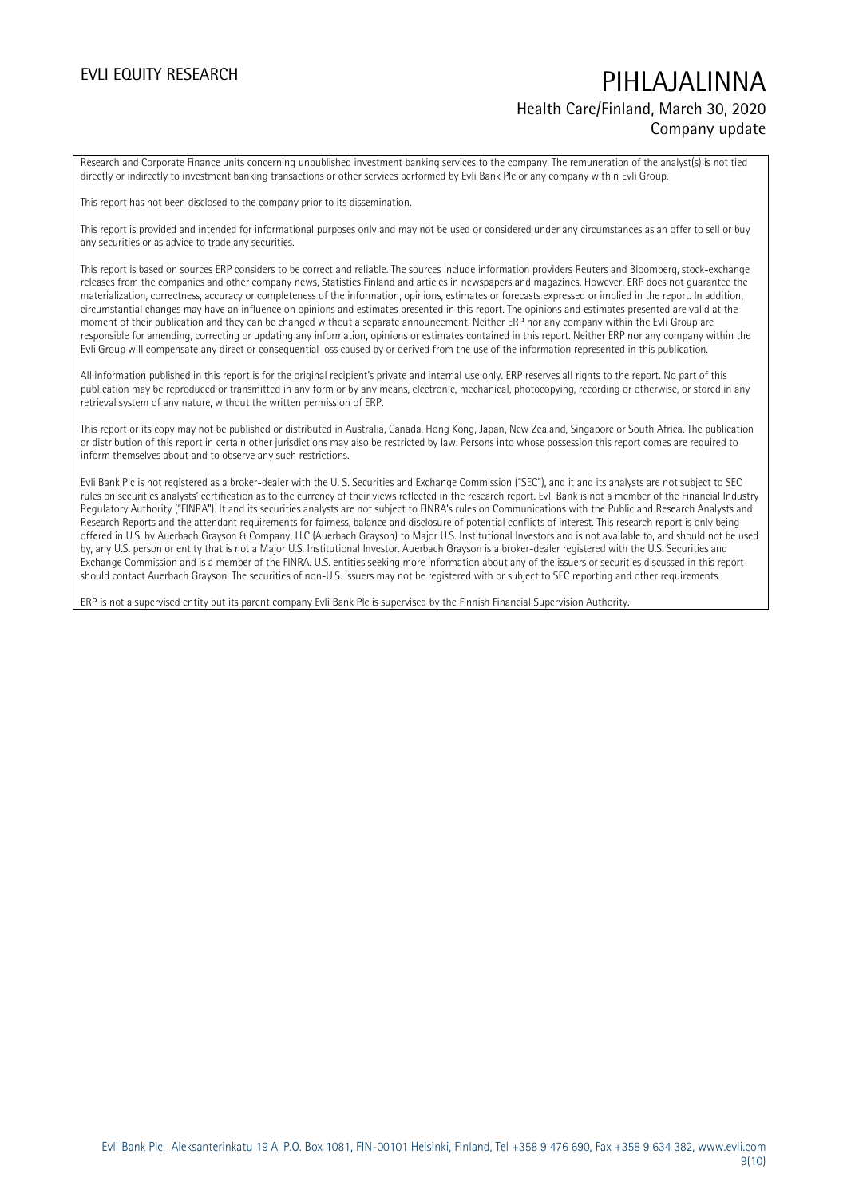Research and Corporate Finance units concerning unpublished investment banking services to the company. The remuneration of the analyst(s) is not tied directly or indirectly to investment banking transactions or other services performed by Evli Bank Plc or any company within Evli Group.

This report has not been disclosed to the company prior to its dissemination.

This report is provided and intended for informational purposes only and may not be used or considered under any circumstances as an offer to sell or buy any securities or as advice to trade any securities.

This report is based on sources ERP considers to be correct and reliable. The sources include information providers Reuters and Bloomberg, stock-exchange releases from the companies and other company news, Statistics Finland and articles in newspapers and magazines. However, ERP does not guarantee the materialization, correctness, accuracy or completeness of the information, opinions, estimates or forecasts expressed or implied in the report. In addition, circumstantial changes may have an influence on opinions and estimates presented in this report. The opinions and estimates presented are valid at the moment of their publication and they can be changed without a separate announcement. Neither ERP nor any company within the Evli Group are responsible for amending, correcting or updating any information, opinions or estimates contained in this report. Neither ERP nor any company within the Evli Group will compensate any direct or consequential loss caused by or derived from the use of the information represented in this publication.

All information published in this report is for the original recipient's private and internal use only. ERP reserves all rights to the report. No part of this publication may be reproduced or transmitted in any form or by any means, electronic, mechanical, photocopying, recording or otherwise, or stored in any retrieval system of any nature, without the written permission of ERP.

This report or its copy may not be published or distributed in Australia, Canada, Hong Kong, Japan, New Zealand, Singapore or South Africa. The publication or distribution of this report in certain other jurisdictions may also be restricted by law. Persons into whose possession this report comes are required to inform themselves about and to observe any such restrictions.

Evli Bank Plc is not registered as a broker-dealer with the U. S. Securities and Exchange Commission ("SEC"), and it and its analysts are not subject to SEC rules on securities analysts' certification as to the currency of their views reflected in the research report. Evli Bank is not a member of the Financial Industry Regulatory Authority ("FINRA"). It and its securities analysts are not subject to FINRA's rules on Communications with the Public and Research Analysts and Research Reports and the attendant requirements for fairness, balance and disclosure of potential conflicts of interest. This research report is only being offered in U.S. by Auerbach Grayson & Company, LLC (Auerbach Grayson) to Major U.S. Institutional Investors and is not available to, and should not be used by, any U.S. person or entity that is not a Major U.S. Institutional Investor. Auerbach Grayson is a broker-dealer registered with the U.S. Securities and Exchange Commission and is a member of the FINRA. U.S. entities seeking more information about any of the issuers or securities discussed in this report should contact Auerbach Grayson. The securities of non-U.S. issuers may not be registered with or subject to SEC reporting and other requirements.

ERP is not a supervised entity but its parent company Evli Bank Plc is supervised by the Finnish Financial Supervision Authority.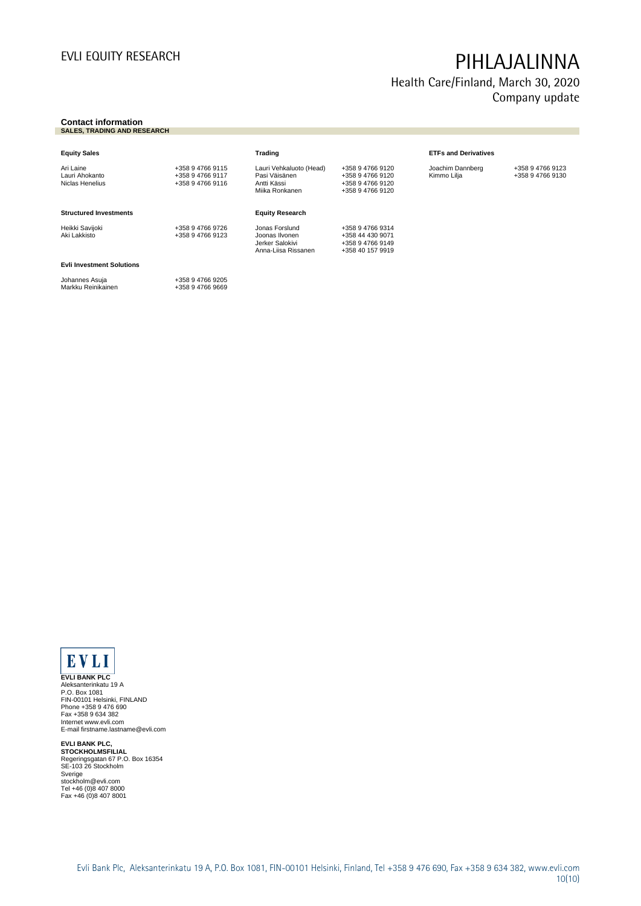## Contact information

**SALES, TRADING AND RESEARCH**

**Equity Sales**

| | |
|---|---|
| Ari Laine | +358 9 4766 9115 |
| Lauri Ahokanto | +358 9 4766 9117 |
| Niclas Henelius | +358 9 4766 9116 |

**Trading**

| | |
|---|---|
| Lauri Vehkaluoto (Head) | +358 9 4766 9120 |
| Pasi Väisänen | +358 9 4766 9120 |
| Antti Kässi | +358 9 4766 9120 |
| Miika Ronkanen | +358 9 4766 9120 |

**ETFs and Derivatives**

| | |
|---|---|
| Joachim Dannberg | +358 9 4766 9123 |
| Kimmo Lilja | +358 9 4766 9130 |

**Structured Investments**

| | |
|---|---|
| Heikki Savijoki | +358 9 4766 9726 |
| Aki Lakkisto | +358 9 4766 9123 |

**Equity Research**

| | |
|---|---|
| Jonas Forslund | +358 9 4766 9314 |
| Joonas Ilvonen | +358 44 430 9071 |
| Jerker Salokivi | +358 9 4766 9149 |
| Anna-Liisa Rissanen | +358 40 157 9919 |

**Evli Investment Solutions**

| | |
|---|---|
| Johannes Asuja | +358 9 4766 9205 |
| Markku Reinikainen | +358 9 4766 9669 |

EVLI

**EVLI BANK PLC**
Aleksanterinkatu 19 A
P.O. Box 1081
FIN-00101 Helsinki, FINLAND
Phone +358 9 476 690
Fax +358 9 634 382
Internet www.evli.com
E-mail firstname.lastname@evli.com

**EVLI BANK PLC, STOCKHOLMSFILIAL**
Regeringsgatan 67 P.O. Box 16354
SE-103 26 Stockholm
Sverige
stockholm@evli.com
Tel +46 (0)8 407 8000
Fax +46 (0)8 407 8001